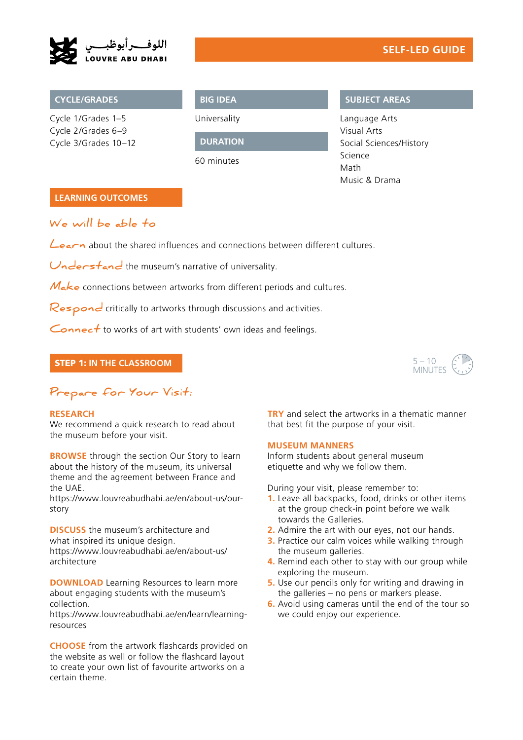اللوفـــر أبوظبـــي
LOUVRE ABU DHABI

# SELF-LED GUIDE

## CYCLE/GRADES

Cycle 1/Grades 1–5
Cycle 2/Grades 6–9
Cycle 3/Grades 10–12

## BIG IDEA

Universality

## DURATION

60 minutes

## SUBJECT AREAS

Language Arts
Visual Arts
Social Sciences/History
Science
Math
Music & Drama

## LEARNING OUTCOMES

*We will be able to*

*Learn* about the shared influences and connections between different cultures.

*Understand* the museum's narrative of universality.

*Make* connections between artworks from different periods and cultures.

*Respond* critically to artworks through discussions and activities.

*Connect* to works of art with students' own ideas and feelings.

## STEP 1: IN THE CLASSROOM

5 – 10 MINUTES

*Prepare for Your Visit:*

**RESEARCH**
We recommend a quick research to read about the museum before your visit.

**BROWSE** through the section Our Story to learn about the history of the museum, its universal theme and the agreement between France and the UAE.
https://www.louvreabudhabi.ae/en/about-us/our-story

**DISCUSS** the museum's architecture and what inspired its unique design.
https://www.louvreabudhabi.ae/en/about-us/architecture

**DOWNLOAD** Learning Resources to learn more about engaging students with the museum's collection.
https://www.louvreabudhabi.ae/en/learn/learning-resources

**CHOOSE** from the artwork flashcards provided on the website as well or follow the flashcard layout to create your own list of favourite artworks on a certain theme.

**TRY** and select the artworks in a thematic manner that best fit the purpose of your visit.

**MUSEUM MANNERS**
Inform students about general museum etiquette and why we follow them.

During your visit, please remember to:

1. Leave all backpacks, food, drinks or other items at the group check-in point before we walk towards the Galleries.
2. Admire the art with our eyes, not our hands.
3. Practice our calm voices while walking through the museum galleries.
4. Remind each other to stay with our group while exploring the museum.
5. Use our pencils only for writing and drawing in the galleries – no pens or markers please.
6. Avoid using cameras until the end of the tour so we could enjoy our experience.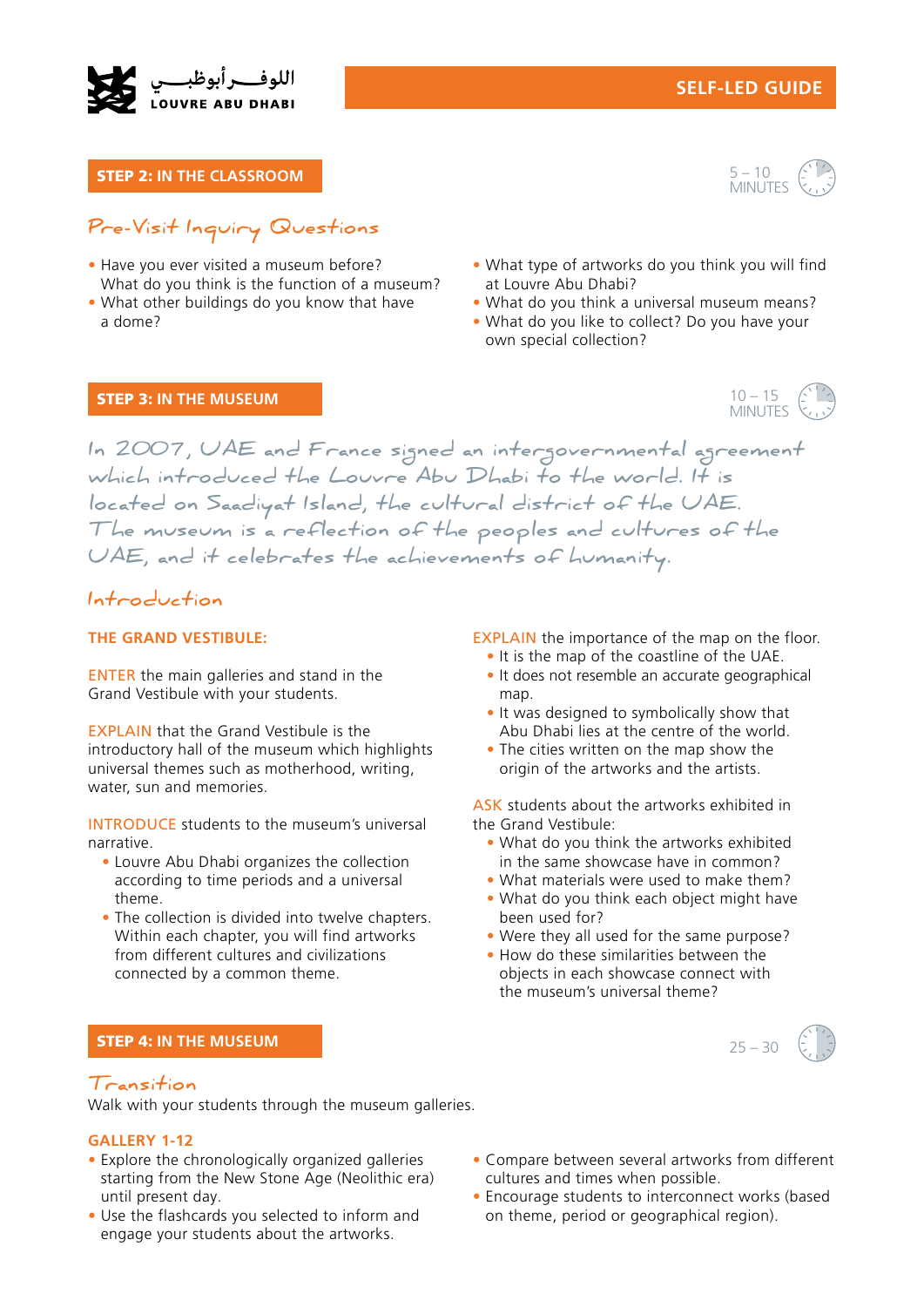## STEP 2: IN THE CLASSROOM

5 – 10 MINUTES

### Pre-Visit Inquiry Questions

- Have you ever visited a museum before? What do you think is the function of a museum?
- What other buildings do you know that have a dome?
- What type of artworks do you think you will find at Louvre Abu Dhabi?
- What do you think a universal museum means?
- What do you like to collect? Do you have your own special collection?

## STEP 3: IN THE MUSEUM

10 – 15 MINUTES

In 2007, UAE and France signed an intergovernmental agreement which introduced the Louvre Abu Dhabi to the world. It is located on Saadiyat Island, the cultural district of the UAE. The museum is a reflection of the peoples and cultures of the UAE, and it celebrates the achievements of humanity.

### Introduction

**THE GRAND VESTIBULE:**

ENTER the main galleries and stand in the Grand Vestibule with your students.

EXPLAIN that the Grand Vestibule is the introductory hall of the museum which highlights universal themes such as motherhood, writing, water, sun and memories.

INTRODUCE students to the museum's universal narrative.

- Louvre Abu Dhabi organizes the collection according to time periods and a universal theme.
- The collection is divided into twelve chapters. Within each chapter, you will find artworks from different cultures and civilizations connected by a common theme.

EXPLAIN the importance of the map on the floor.

- It is the map of the coastline of the UAE.
- It does not resemble an accurate geographical map.
- It was designed to symbolically show that Abu Dhabi lies at the centre of the world.
- The cities written on the map show the origin of the artworks and the artists.

ASK students about the artworks exhibited in the Grand Vestibule:

- What do you think the artworks exhibited in the same showcase have in common?
- What materials were used to make them?
- What do you think each object might have been used for?
- Were they all used for the same purpose?
- How do these similarities between the objects in each showcase connect with the museum's universal theme?

## STEP 4: IN THE MUSEUM

25 – 30

### Transition

Walk with your students through the museum galleries.

**GALLERY 1-12**

- Explore the chronologically organized galleries starting from the New Stone Age (Neolithic era) until present day.
- Use the flashcards you selected to inform and engage your students about the artworks.
- Compare between several artworks from different cultures and times when possible.
- Encourage students to interconnect works (based on theme, period or geographical region).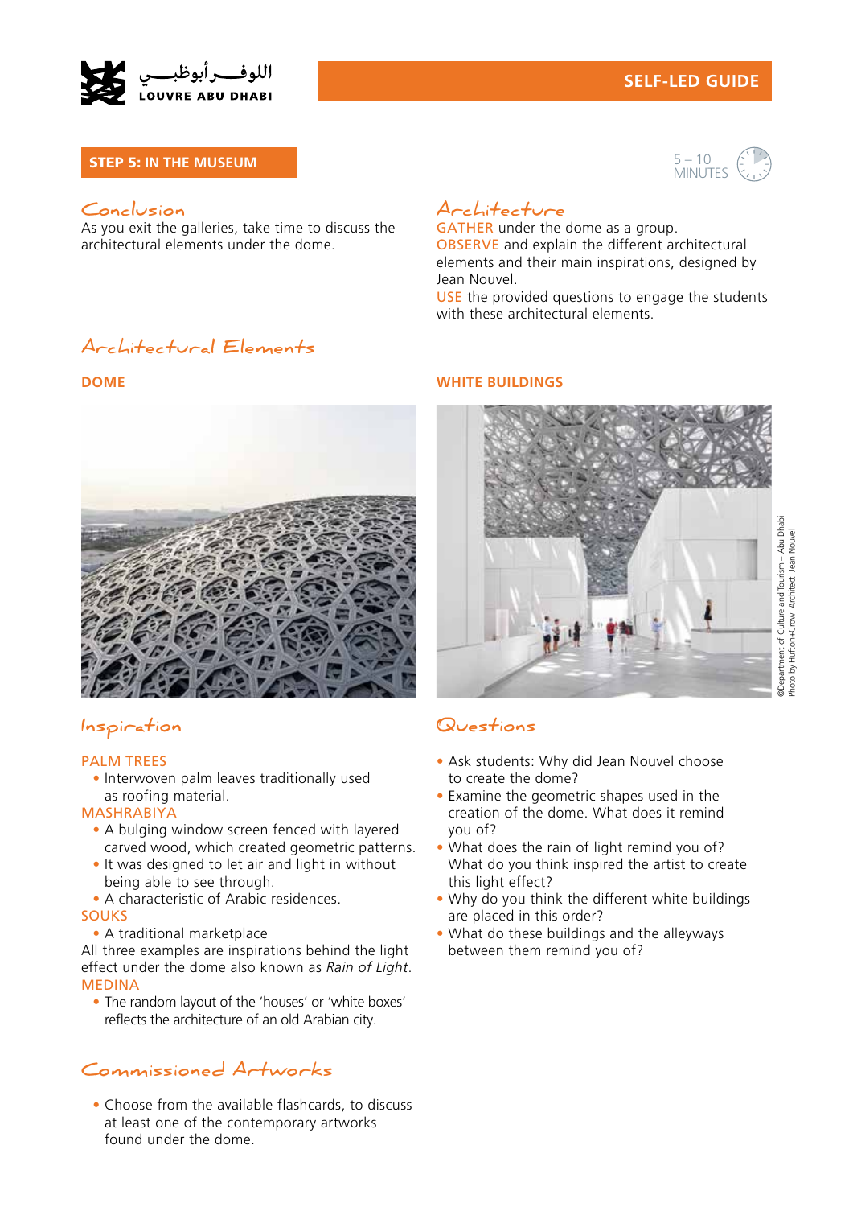**SELF-LED GUIDE**

**STEP 5: IN THE MUSEUM**

5 – 10 MINUTES

## Conclusion

As you exit the galleries, take time to discuss the architectural elements under the dome.

## Architecture

GATHER under the dome as a group.
OBSERVE and explain the different architectural elements and their main inspirations, designed by Jean Nouvel.
USE the provided questions to engage the students with these architectural elements.

## Architectural Elements

### DOME

### WHITE BUILDINGS

©Department of Culture and Tourism – Abu Dhabi
Photo by Hufton+Crow. Architect: Jean Nouvel

## Inspiration

PALM TREES

- Interwoven palm leaves traditionally used as roofing material.

MASHRABIYA

- A bulging window screen fenced with layered carved wood, which created geometric patterns.
- It was designed to let air and light in without being able to see through.
- A characteristic of Arabic residences.

SOUKS

- A traditional marketplace

All three examples are inspirations behind the light effect under the dome also known as *Rain of Light*.

MEDINA

- The random layout of the 'houses' or 'white boxes' reflects the architecture of an old Arabian city.

## Questions

- Ask students: Why did Jean Nouvel choose to create the dome?
- Examine the geometric shapes used in the creation of the dome. What does it remind you of?
- What does the rain of light remind you of? What do you think inspired the artist to create this light effect?
- Why do you think the different white buildings are placed in this order?
- What do these buildings and the alleyways between them remind you of?

## Commissioned Artworks

- Choose from the available flashcards, to discuss at least one of the contemporary artworks found under the dome.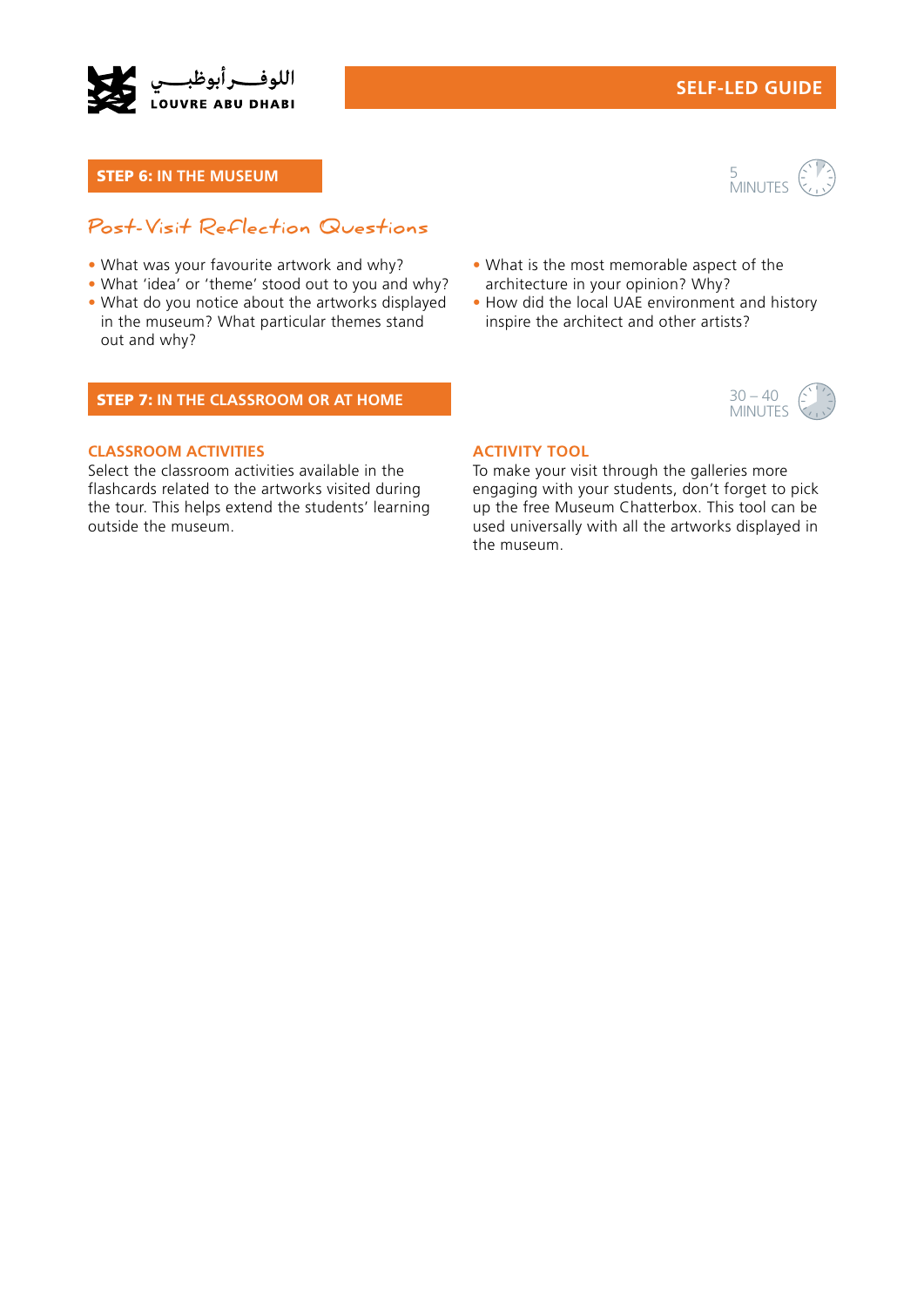## STEP 6: IN THE MUSEUM

5 MINUTES

### Post-Visit Reflection Questions

- What was your favourite artwork and why?
- What 'idea' or 'theme' stood out to you and why?
- What do you notice about the artworks displayed in the museum? What particular themes stand out and why?
- What is the most memorable aspect of the architecture in your opinion? Why?
- How did the local UAE environment and history inspire the architect and other artists?

## STEP 7: IN THE CLASSROOM OR AT HOME

30 – 40 MINUTES

### CLASSROOM ACTIVITIES

Select the classroom activities available in the flashcards related to the artworks visited during the tour. This helps extend the students' learning outside the museum.

### ACTIVITY TOOL

To make your visit through the galleries more engaging with your students, don't forget to pick up the free Museum Chatterbox. This tool can be used universally with all the artworks displayed in the museum.